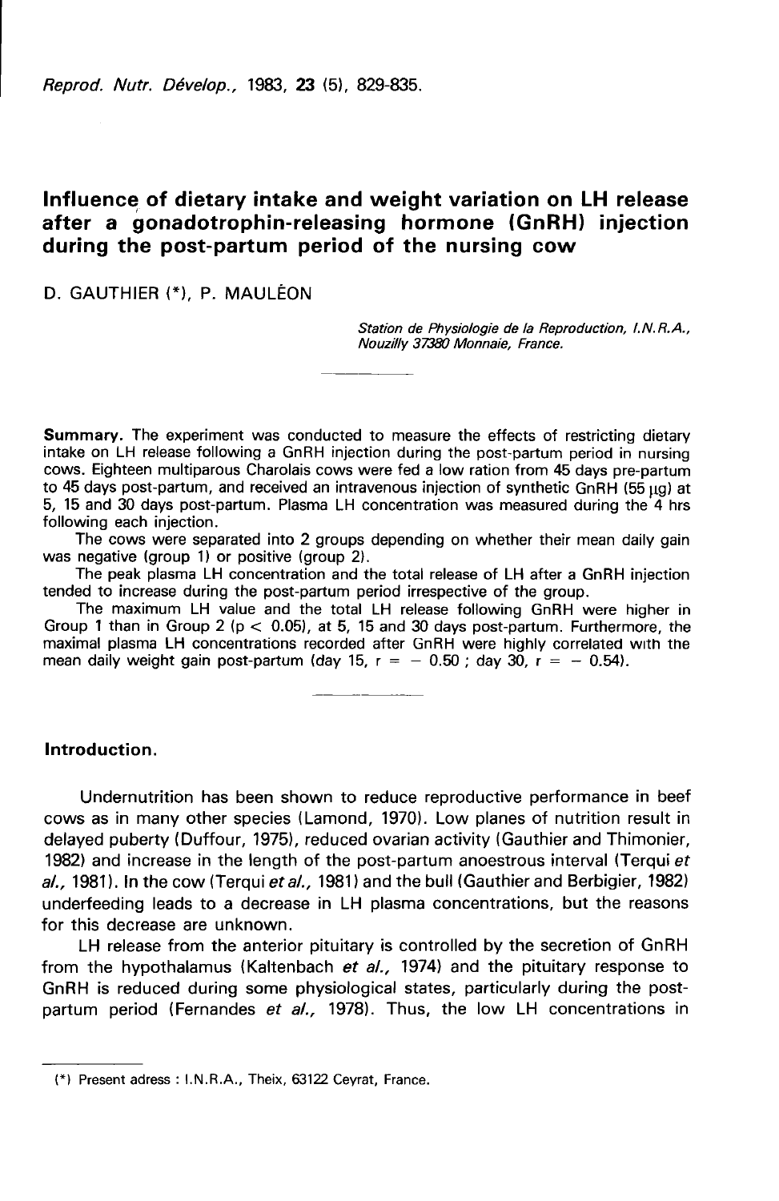# Influence of dietary intake and weight variation on LH release after a gonadotrophin-releasing hormone (GnRH) injection during the post-partum period of the nursing cow

D. GAUTHIER (*), P. MAULÉON

*Station de Physiologie de la Reproduction, I.N.R.A., Nouzilly 37380 Monnaie, France.*

**Summary.** The experiment was conducted to measure the effects of restricting dietary intake on LH release following a GnRH injection during the post-partum period in nursing cows. Eighteen multiparous Charolais cows were fed a low ration from 45 days pre-partum to 45 days post-partum, and received an intravenous injection of synthetic GnRH (55 $\mu$g) at 5, 15 and 30 days post-partum. Plasma LH concentration was measured during the 4 hrs following each injection.

The cows were separated into 2 groups depending on whether their mean daily gain was negative (group 1) or positive (group 2).

The peak plasma LH concentration and the total release of LH after a GnRH injection tended to increase during the post-partum period irrespective of the group.

The maximum LH value and the total LH release following GnRH were higher in Group 1 than in Group 2 ($p < 0.05$), at 5, 15 and 30 days post-partum. Furthermore, the maximal plasma LH concentrations recorded after GnRH were highly correlated with the mean daily weight gain post-partum (day 15, $r = -0.50$ ; day 30, $r = -0.54$).

## Introduction.

Undernutrition has been shown to reduce reproductive performance in beef cows as in many other species (Lamond, 1970). Low planes of nutrition result in delayed puberty (Duffour, 1975), reduced ovarian activity (Gauthier and Thimonier, 1982) and increase in the length of the post-partum anoestrous interval (Terqui *et al.,* 1981). In the cow (Terqui *et al.,* 1981) and the bull (Gauthier and Berbigier, 1982) underfeeding leads to a decrease in LH plasma concentrations, but the reasons for this decrease are unknown.

LH release from the anterior pituitary is controlled by the secretion of GnRH from the hypothalamus (Kaltenbach *et al.,* 1974) and the pituitary response to GnRH is reduced during some physiological states, particularly during the post-partum period (Fernandes *et al.,* 1978). Thus, the low LH concentrations in

(*) Present adress : I.N.R.A., Theix, 63122 Ceyrat, France.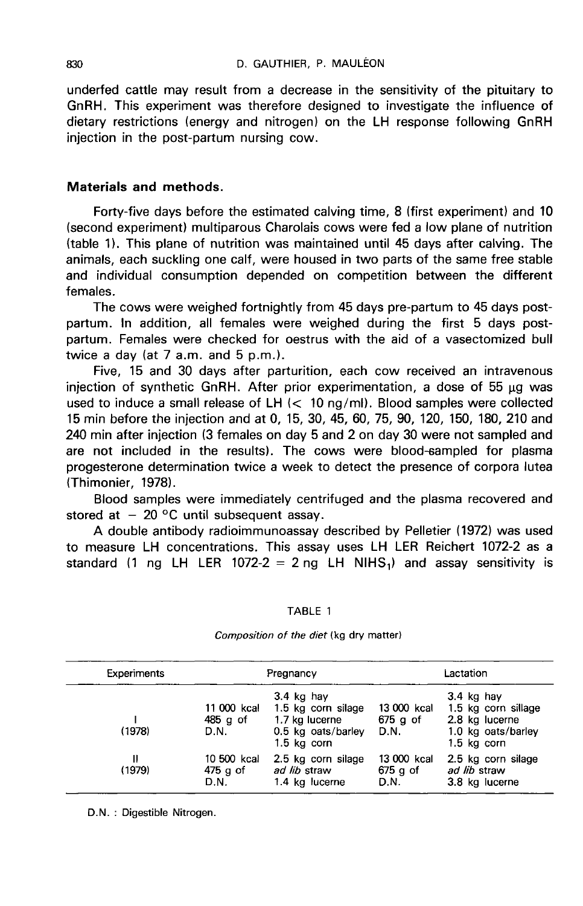underfed cattle may result from a decrease in the sensitivity of the pituitary to GnRH. This experiment was therefore designed to investigate the influence of dietary restrictions (energy and nitrogen) on the LH response following GnRH injection in the post-partum nursing cow.

## Materials and methods.

Forty-five days before the estimated calving time, 8 (first experiment) and 10 (second experiment) multiparous Charolais cows were fed a low plane of nutrition (table 1). This plane of nutrition was maintained until 45 days after calving. The animals, each suckling one calf, were housed in two parts of the same free stable and individual consumption depended on competition between the different females.

The cows were weighed fortnightly from 45 days pre-partum to 45 days post-partum. In addition, all females were weighed during the first 5 days post-partum. Females were checked for oestrus with the aid of a vasectomized bull twice a day (at 7 a.m. and 5 p.m.).

Five, 15 and 30 days after parturition, each cow received an intravenous injection of synthetic GnRH. After prior experimentation, a dose of 55 µg was used to induce a small release of LH (< 10 ng/ml). Blood samples were collected 15 min before the injection and at 0, 15, 30, 45, 60, 75, 90, 120, 150, 180, 210 and 240 min after injection (3 females on day 5 and 2 on day 30 were not sampled and are not included in the results). The cows were blood-sampled for plasma progesterone determination twice a week to detect the presence of corpora lutea (Thimonier, 1978).

Blood samples were immediately centrifuged and the plasma recovered and stored at − 20 °C until subsequent assay.

A double antibody radioimmunoassay described by Pelletier (1972) was used to measure LH concentrations. This assay uses LH LER Reichert 1072-2 as a standard (1 ng LH LER 1072-2 = 2 ng LH $NIHS_1$) and assay sensitivity is

TABLE 1

*Composition of the diet* (kg dry matter)

| Experiments | Pregnancy | | Lactation | |
|---|---|---|---|---|
| I (1978) | 11 000 kcal 485 g of D.N. | 3.4 kg hay<br>1.5 kg corn sillage<br>1.7 kg lucerne<br>0.5 kg oats/barley<br>1.5 kg corn | 13 000 kcal 675 g of D.N. | 3.4 kg hay<br>1.5 kg corn sillage<br>2.8 kg lucerne<br>1.0 kg oats/barley<br>1.5 kg corn |
| II (1979) | 10 500 kcal 475 g of D.N. | 2.5 kg corn silage<br>*ad lib* straw<br>1.4 kg lucerne | 13 000 kcal 675 g of D.N. | 2.5 kg corn silage<br>*ad lib* straw<br>3.8 kg lucerne |

D.N. : Digestible Nitrogen.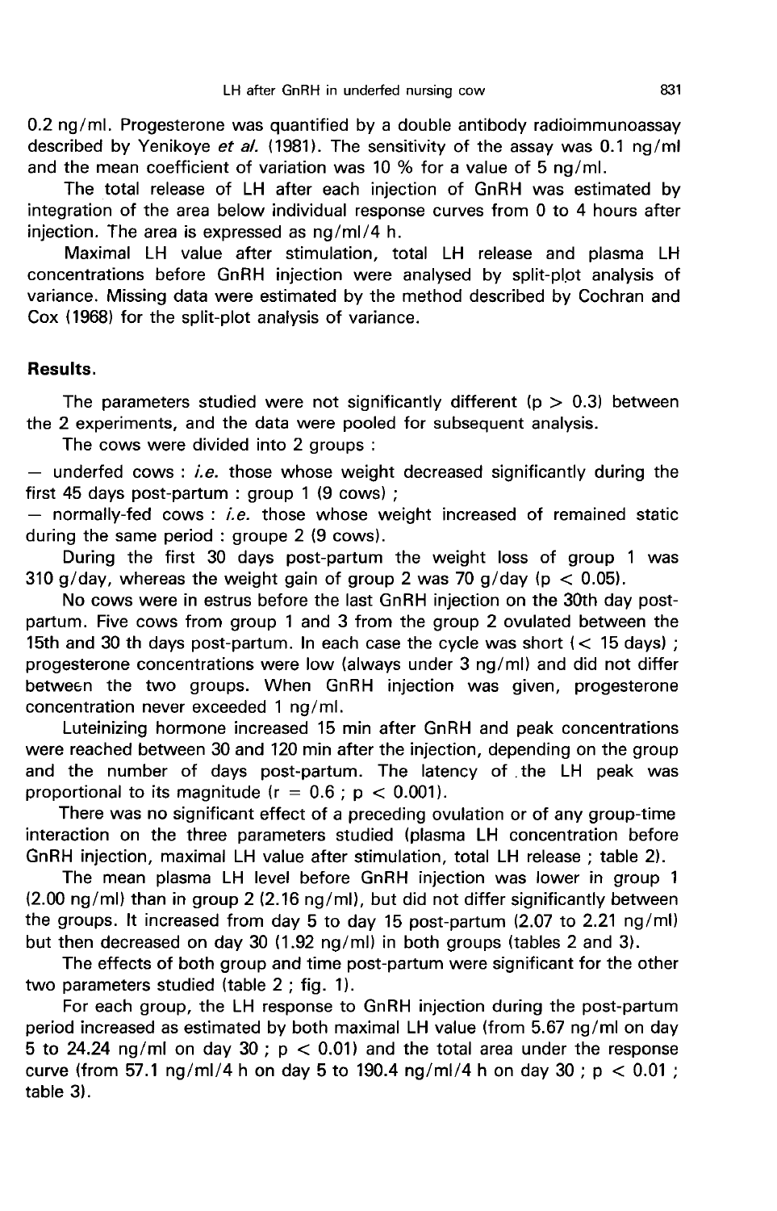0.2 ng/ml. Progesterone was quantified by a double antibody radioimmunoassay described by Yenikoye *et al.* (1981). The sensitivity of the assay was 0.1 ng/ml and the mean coefficient of variation was 10 % for a value of 5 ng/ml.

The total release of LH after each injection of GnRH was estimated by integration of the area below individual response curves from 0 to 4 hours after injection. The area is expressed as ng/ml/4 h.

Maximal LH value after stimulation, total LH release and plasma LH concentrations before GnRH injection were analysed by split-plot analysis of variance. Missing data were estimated by the method described by Cochran and Cox (1968) for the split-plot analysis of variance.

## Results.

The parameters studied were not significantly different ($p > 0.3$) between the 2 experiments, and the data were pooled for subsequent analysis.

The cows were divided into 2 groups :

— underfed cows : *i.e.* those whose weight decreased significantly during the first 45 days post-partum : group 1 (9 cows) ;

— normally-fed cows : *i.e.* those whose weight increased of remained static during the same period : groupe 2 (9 cows).

During the first 30 days post-partum the weight loss of group 1 was 310 g/day, whereas the weight gain of group 2 was 70 g/day ($p < 0.05$).

No cows were in estrus before the last GnRH injection on the 30th day post-partum. Five cows from group 1 and 3 from the group 2 ovulated between the 15th and 30 th days post-partum. In each case the cycle was short (< 15 days) ; progesterone concentrations were low (always under 3 ng/ml) and did not differ between the two groups. When GnRH injection was given, progesterone concentration never exceeded 1 ng/ml.

Luteinizing hormone increased 15 min after GnRH and peak concentrations were reached between 30 and 120 min after the injection, depending on the group and the number of days post-partum. The latency of the LH peak was proportional to its magnitude ($r = 0.6$ ; $p < 0.001$).

There was no significant effect of a preceding ovulation or of any group-time interaction on the three parameters studied (plasma LH concentration before GnRH injection, maximal LH value after stimulation, total LH release ; table 2).

The mean plasma LH level before GnRH injection was lower in group 1 (2.00 ng/ml) than in group 2 (2.16 ng/ml), but did not differ significantly between the groups. It increased from day 5 to day 15 post-partum (2.07 to 2.21 ng/ml) but then decreased on day 30 (1.92 ng/ml) in both groups (tables 2 and 3).

The effects of both group and time post-partum were significant for the other two parameters studied (table 2 ; fig. 1).

For each group, the LH response to GnRH injection during the post-partum period increased as estimated by both maximal LH value (from 5.67 ng/ml on day 5 to 24.24 ng/ml on day 30 ; $p < 0.01$) and the total area under the response curve (from 57.1 ng/ml/4 h on day 5 to 190.4 ng/ml/4 h on day 30 ; $p < 0.01$ ; table 3).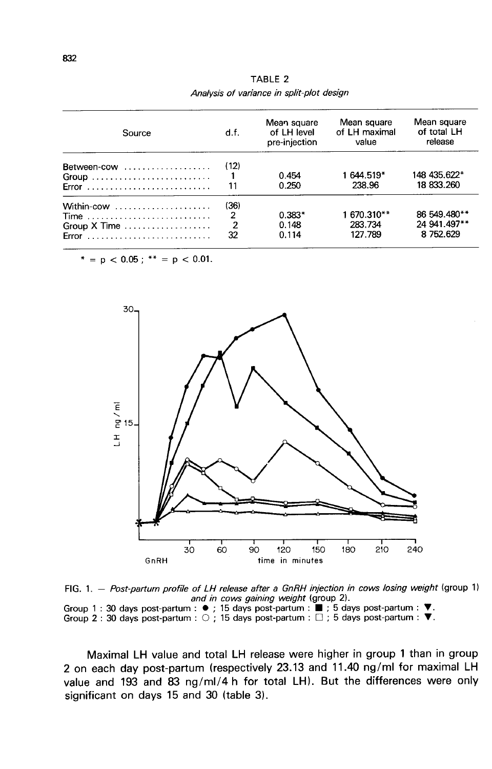TABLE 2

*Analysis of variance in split-plot design*

| Source | d.f. | Mean square of LH level pre-injection | Mean square of LH maximal value | Mean square of total LH release |
|---|---|---|---|---|
| Between-cow | (12) | | | |
| Group | 1 | 0.454 | 1 644.519* | 148 435.622* |
| Error | 11 | 0.250 | 238.96 | 18 833.260 |
| Within-cow | (36) | | | |
| Time | 2 | 0.383* | 1 670.310** | 86 549.480** |
| Group X Time | 2 | 0.148 | 283.734 | 24 941.497** |
| Error | 32 | 0.114 | 127.789 | 8 752.629 |

* = $p < 0.05$ ; ** = $p < 0.01$.

FIG. 1. — *Post-partum profile of LH release after a GnRH injection in cows losing weight* (group 1) *and in cows gaining weight* (group 2).
Group 1 : 30 days post-partum : ● ; 15 days post-partum : ■ ; 5 days post-partum : ▼.
Group 2 : 30 days post-partum : ○ ; 15 days post-partum : □ ; 5 days post-partum : ▼.

Maximal LH value and total LH release were higher in group 1 than in group 2 on each day post-partum (respectively 23.13 and 11.40 ng/ml for maximal LH value and 193 and 83 ng/ml/4 h for total LH). But the differences were only significant on days 15 and 30 (table 3).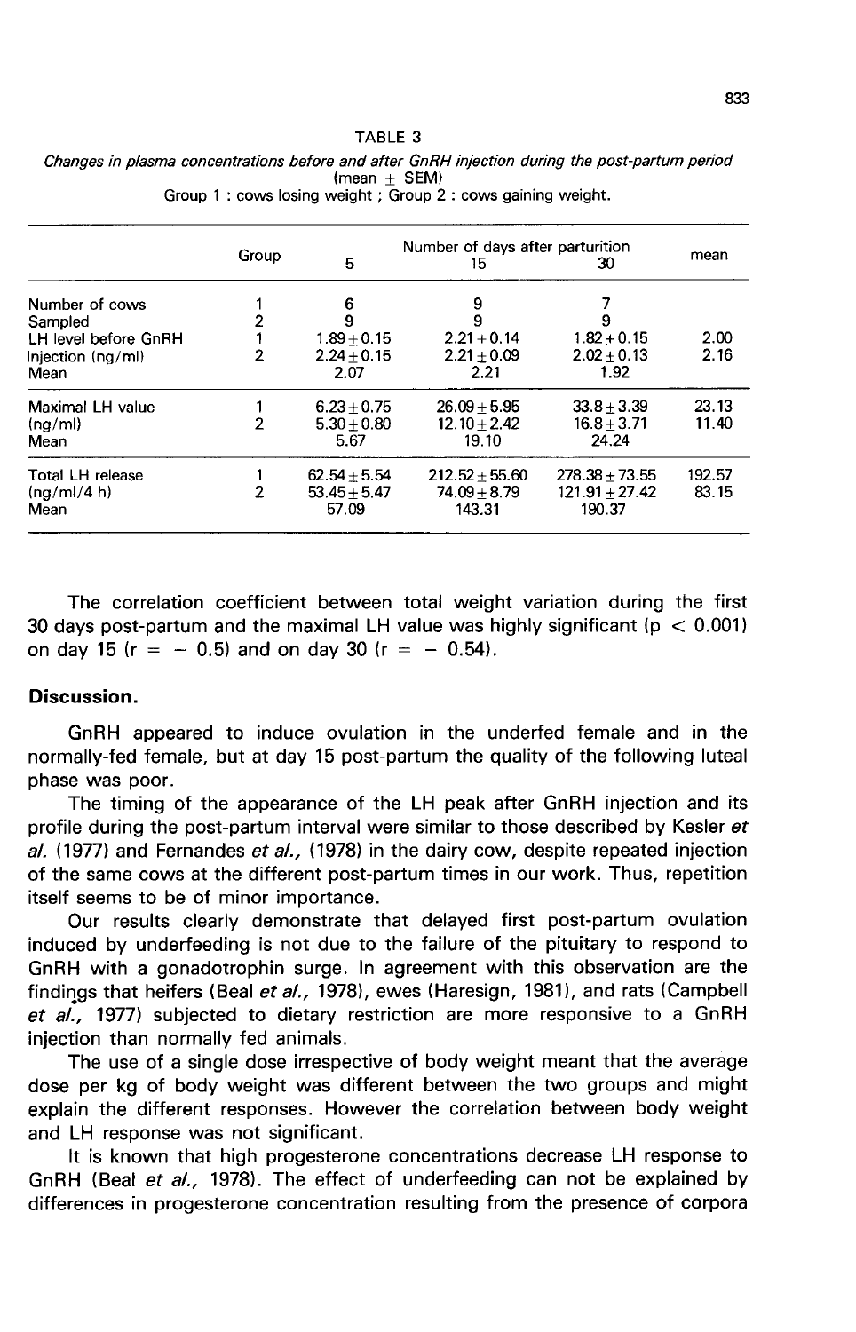TABLE 3

*Changes in plasma concentrations before and after GnRH injection during the post-partum period* (mean ± SEM)

Group 1 : cows losing weight ; Group 2 : cows gaining weight.

| | Group | Number of days after parturition 5 | 15 | 30 | mean |
|---|---|---|---|---|---|
| Number of cows | 1 | 6 | 9 | 7 | |
| Sampled | 2 | 9 | 9 | 9 | |
| LH level before GnRH | 1 | 1.89 ± 0.15 | 2.21 ± 0.14 | 1.82 ± 0.15 | 2.00 |
| Injection (ng/ml) | 2 | 2.24 ± 0.15 | 2.21 ± 0.09 | 2.02 ± 0.13 | 2.16 |
| Mean | | 2.07 | 2.21 | 1.92 | |
| Maximal LH value | 1 | 6.23 ± 0.75 | 26.09 ± 5.95 | 33.8 ± 3.39 | 23.13 |
| (ng/ml) | 2 | 5.30 ± 0.80 | 12.10 ± 2.42 | 16.8 ± 3.71 | 11.40 |
| Mean | | 5.67 | 19.10 | 24.24 | |
| Total LH release | 1 | 62.54 ± 5.54 | 212.52 ± 55.60 | 278.38 ± 73.55 | 192.57 |
| (ng/ml/4 h) | 2 | 53.45 ± 5.47 | 74.09 ± 8.79 | 121.91 ± 27.42 | 83.15 |
| Mean | | 57.09 | 143.31 | 190.37 | |

The correlation coefficient between total weight variation during the first 30 days post-partum and the maximal LH value was highly significant ($p < 0.001$) on day 15 ($r = -0.5$) and on day 30 ($r = -0.54$).

## Discussion.

GnRH appeared to induce ovulation in the underfed female and in the normally-fed female, but at day 15 post-partum the quality of the following luteal phase was poor.

The timing of the appearance of the LH peak after GnRH injection and its profile during the post-partum interval were similar to those described by Kesler *et al.* (1977) and Fernandes *et al.*, (1978) in the dairy cow, despite repeated injection of the same cows at the different post-partum times in our work. Thus, repetition itself seems to be of minor importance.

Our results clearly demonstrate that delayed first post-partum ovulation induced by underfeeding is not due to the failure of the pituitary to respond to GnRH with a gonadotrophin surge. In agreement with this observation are the findings that heifers (Beal *et al.*, 1978), ewes (Haresign, 1981), and rats (Campbell *et al.*, 1977) subjected to dietary restriction are more responsive to a GnRH injection than normally fed animals.

The use of a single dose irrespective of body weight meant that the average dose per kg of body weight was different between the two groups and might explain the different responses. However the correlation between body weight and LH response was not significant.

It is known that high progesterone concentrations decrease LH response to GnRH (Beal *et al.*, 1978). The effect of underfeeding can not be explained by differences in progesterone concentration resulting from the presence of corpora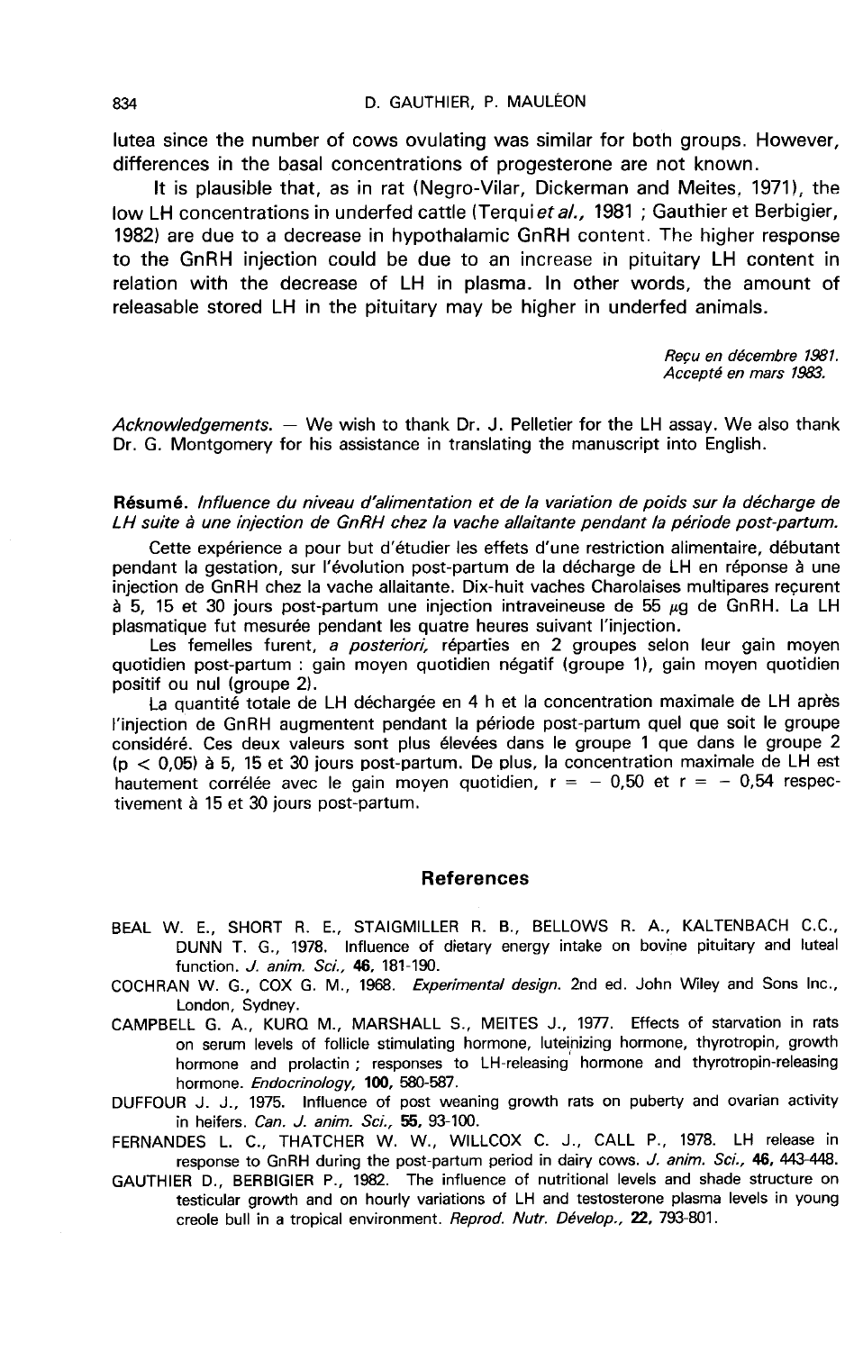lutea since the number of cows ovulating was similar for both groups. However, differences in the basal concentrations of progesterone are not known.

It is plausible that, as in rat (Negro-Vilar, Dickerman and Meites, 1971), the low LH concentrations in underfed cattle (Terqui *et al.*, 1981 ; Gauthier et Berbigier, 1982) are due to a decrease in hypothalamic GnRH content. The higher response to the GnRH injection could be due to an increase in pituitary LH content in relation with the decrease of LH in plasma. In other words, the amount of releasable stored LH in the pituitary may be higher in underfed animals.

*Reçu en décembre 1981.*
*Accepté en mars 1983.*

*Acknowledgements.* — We wish to thank Dr. J. Pelletier for the LH assay. We also thank Dr. G. Montgomery for his assistance in translating the manuscript into English.

**Résumé.** *Influence du niveau d'alimentation et de la variation de poids sur la décharge de LH suite à une injection de GnRH chez la vache allaitante pendant la période post-partum.*

Cette expérience a pour but d'étudier les effets d'une restriction alimentaire, débutant pendant la gestation, sur l'évolution post-partum de la décharge de LH en réponse à une injection de GnRH chez la vache allaitante. Dix-huit vaches Charolaises multipares reçurent à 5, 15 et 30 jours post-partum une injection intraveineuse de 55 $\mu$g de GnRH. La LH plasmatique fut mesurée pendant les quatre heures suivant l'injection.

Les femelles furent, *a posteriori,* réparties en 2 groupes selon leur gain moyen quotidien post-partum : gain moyen quotidien négatif (groupe 1), gain moyen quotidien positif ou nul (groupe 2).

La quantité totale de LH déchargée en 4 h et la concentration maximale de LH après l'injection de GnRH augmentent pendant la période post-partum quel que soit le groupe considéré. Ces deux valeurs sont plus élevées dans le groupe 1 que dans le groupe 2 ($p < 0{,}05$) à 5, 15 et 30 jours post-partum. De plus, la concentration maximale de LH est hautement corrélée avec le gain moyen quotidien, $r = -0{,}50$ et $r = -0{,}54$ respectivement à 15 et 30 jours post-partum.

## References

BEAL W. E., SHORT R. E., STAIGMILLER R. B., BELLOWS R. A., KALTENBACH C.C., DUNN T. G., 1978. Influence of dietary energy intake on bovine pituitary and luteal function. *J. anim. Sci.*, **46**, 181-190.

COCHRAN W. G., COX G. M., 1968. *Experimental design.* 2nd ed. John Wiley and Sons Inc., London, Sydney.

CAMPBELL G. A., KURQ M., MARSHALL S., MEITES J., 1977. Effects of starvation in rats on serum levels of follicle stimulating hormone, luteinizing hormone, thyrotropin, growth hormone and prolactin ; responses to LH-releasing hormone and thyrotropin-releasing hormone. *Endocrinology,* **100**, 580-587.

DUFFOUR J. J., 1975. Influence of post weaning growth rats on puberty and ovarian activity in heifers. *Can. J. anim. Sci.,* **55**, 93-100.

FERNANDES L. C., THATCHER W. W., WILLCOX C. J., CALL P., 1978. LH release in response to GnRH during the post-partum period in dairy cows. *J. anim. Sci.,* **46**, 443-448.

GAUTHIER D., BERBIGIER P., 1982. The influence of nutritional levels and shade structure on testicular growth and on hourly variations of LH and testosterone plasma levels in young creole bull in a tropical environment. *Reprod. Nutr. Dévelop.,* **22**, 793-801.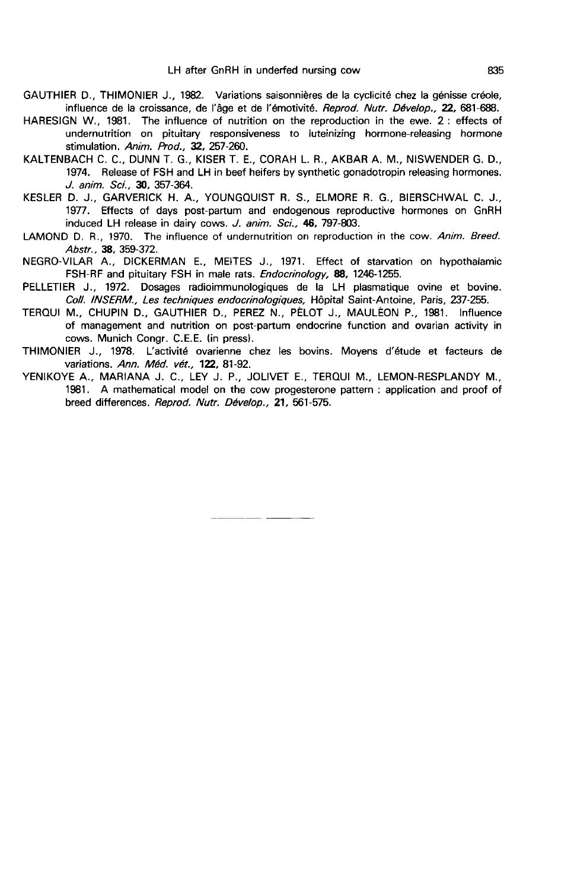GAUTHIER D., THIMONIER J., 1982. Variations saisonnières de la cyclicité chez la génisse créole, influence de la croissance, de l'âge et de l'émotivité. *Reprod. Nutr. Dévelop.*, **22**, 681-688.

HARESIGN W., 1981. The influence of nutrition on the reproduction in the ewe. 2 : effects of undernutrition on pituitary responsiveness to luteinizing hormone-releasing hormone stimulation. *Anim. Prod.*, **32**, 257-260.

KALTENBACH C. C., DUNN T. G., KISER T. E., CORAH L. R., AKBAR A. M., NISWENDER G. D., 1974. Release of FSH and LH in beef heifers by synthetic gonadotropin releasing hormones. *J. anim. Sci.*, **30**, 357-364.

KESLER D. J., GARVERICK H. A., YOUNGQUIST R. S., ELMORE R. G., BIERSCHWAL C. J., 1977. Effects of days post-partum and endogenous reproductive hormones on GnRH induced LH release in dairy cows. *J. anim. Sci.*, **46**, 797-803.

LAMOND D. R., 1970. The influence of undernutrition on reproduction in the cow. *Anim. Breed. Abstr.*, **38**, 359-372.

NEGRO-VILAR A., DICKERMAN E., MEITES J., 1971. Effect of starvation on hypothalamic FSH-RF and pituitary FSH in male rats. *Endocrinology*, **88**, 1246-1255.

PELLETIER J., 1972. Dosages radioimmunologiques de la LH plasmatique ovine et bovine. *Coll. INSERM., Les techniques endocrinologiques,* Hôpital Saint-Antoine, Paris, 237-255.

TERQUI M., CHUPIN D., GAUTHIER D., PEREZ N., PÉLOT J., MAULÉON P., 1981. Influence of management and nutrition on post-partum endocrine function and ovarian activity in cows. Munich Congr. C.E.E. (in press).

THIMONIER J., 1978. L'activité ovarienne chez les bovins. Moyens d'étude et facteurs de variations. *Ann. Méd. vét.*, **122**, 81-92.

YENIKOYE A., MARIANA J. C., LEY J. P., JOLIVET E., TERQUI M., LEMON-RESPLANDY M., 1981. A mathematical model on the cow progesterone pattern : application and proof of breed differences. *Reprod. Nutr. Dévelop.*, **21**, 561-575.